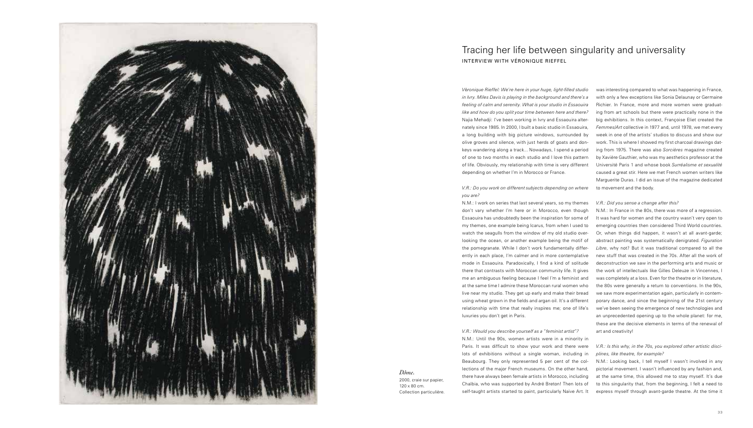# Tracing her life between singularity and universality

INTERVIEW WITH VÉRONIQUE RIEFFEL

*Dôme.*
2000, craie sur papier,
120 x 80 cm.
Collection particulière.

*Véronique Rieffel: We're here in your huge, light-filled studio in Ivry. Miles Davis is playing in the background and there's a feeling of calm and serenity. What is your studio in Essaouira like and how do you split your time between here and there?*

Najia Mehadji: I've been working in Ivry and Essaouira alternately since 1985. In 2000, I built a basic studio in Essaouira, a long building with big picture windows, surrounded by olive groves and silence, with just herds of goats and donkeys wandering along a track... Nowadays, I spend a period of one to two months in each studio and I love this pattern of life. Obviously, my relationship with time is very different depending on whether I'm in Morocco or France.

*V.R.: Do you work on different subjects depending on where you are?*

N.M.: I work on series that last several years, so my themes don't vary whether I'm here or in Morocco, even though Essaouira has undoubtedly been the inspiration for some of my themes, one example being Icarus, from when I used to watch the seagulls from the window of my old studio overlooking the ocean, or another example being the motif of the pomegranate. While I don't work fundamentally differently in each place, I'm calmer and in more contemplative mode in Essaouira. Paradoxically, I find a kind of solitude there that contrasts with Moroccan community life. It gives me an ambiguous feeling because I feel I'm a feminist and at the same time I admire these Moroccan rural women who live near my studio. They get up early and make their bread using wheat grown in the fields and argan oil. It's a different relationship with time that really inspires me; one of life's luxuries you don't get in Paris.

*V.R.: Would you describe yourself as a "feminist artist"?*

N.M.: Until the 90s, women artists were in a minority in Paris. It was difficult to show your work and there were lots of exhibitions without a single woman, including in Beaubourg. They only represented 5 per cent of the collections of the major French museums. On the other hand, there have always been female artists in Morocco, including Chaïbia, who was supported by André Breton! Then lots of self-taught artists started to paint, particularly Naive Art. It was interesting compared to what was happening in France, with only a few exceptions like Sonia Delaunay or Germaine Richier. In France, more and more women were graduating from art schools but there were practically none in the big exhibitions. In this context, Françoise Eliet created the *Femmes/Art* collective in 1977 and, until 1978, we met every week in one of the artists' studios to discuss and show our work. This is where I showed my first charcoal drawings dating from 1975. There was also *Sorcières* magazine created by Xavière Gauthier, who was my aesthetics professor at the Université Paris 1 and whose book *Surréalisme et sexualité* caused a great stir. Here we met French women writers like Marguerite Duras. I did an issue of the magazine dedicated to movement and the body.

*V.R.: Did you sense a change after this?*

N.M.: In France in the 80s, there was more of a regression. It was hard for women and the country wasn't very open to emerging countries then considered Third World countries. Or, when things did happen, it wasn't at all avant-garde; abstract painting was systematically denigrated. *Figuration Libre*, why not? But it was traditional compared to all the new stuff that was created in the 70s. After all the work of deconstruction we saw in the performing arts and music or the work of intellectuals like Gilles Deleuze in Vincennes, I was completely at a loss. Even for the theatre or in literature, the 80s were generally a return to conventions. In the 90s, we saw more experimentation again, particularly in contemporary dance, and since the beginning of the 21st century we've been seeing the emergence of new technologies and an unprecedented opening up to the whole planet: for me, these are the decisive elements in terms of the renewal of art and creativity!

*V.R.: Is this why, in the 70s, you explored other artistic disciplines, like theatre, for example?*

N.M.: Looking back, I tell myself I wasn't involved in any pictorial movement. I wasn't influenced by any fashion and, at the same time, this allowed me to stay myself. It's due to this singularity that, from the beginning, I felt a need to express myself through avant-garde theatre. At the time it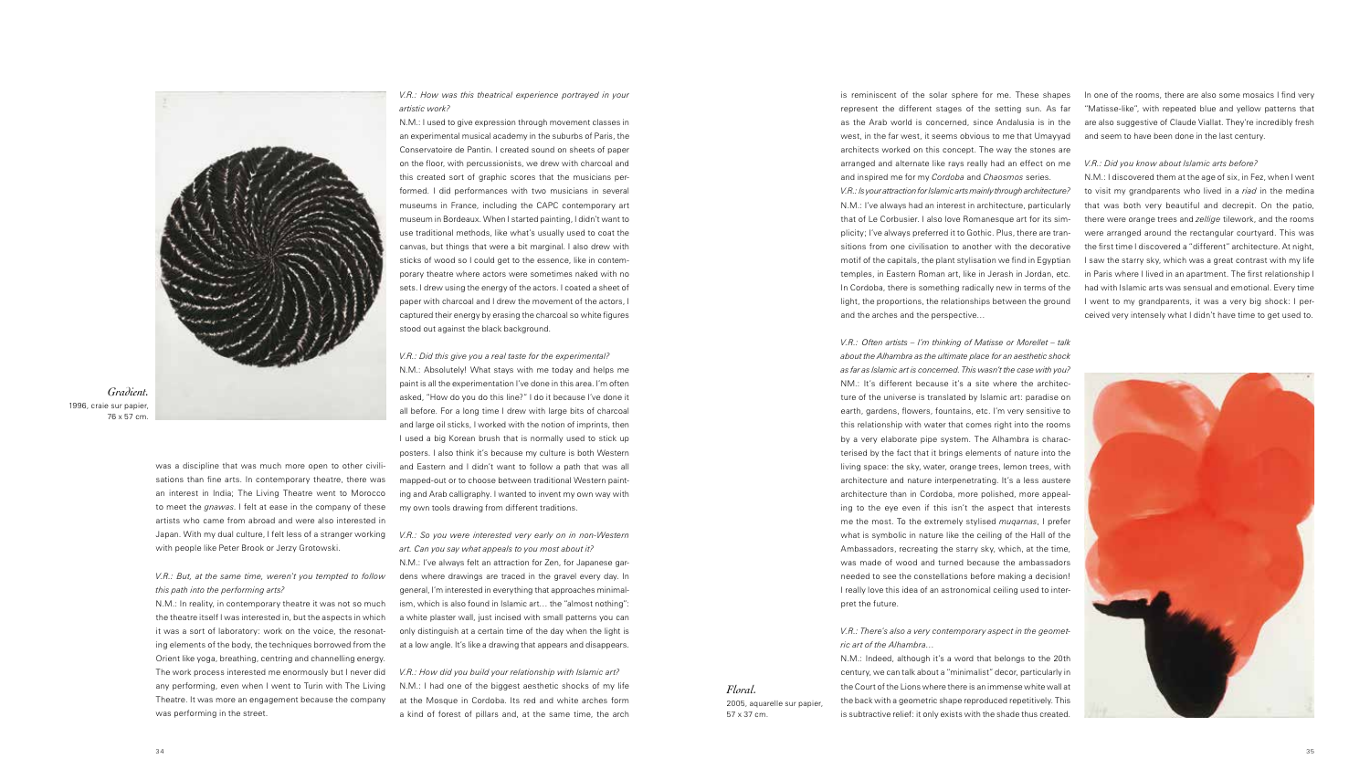*Gradient.*
1996, craie sur papier,
76 x 57 cm.

was a discipline that was much more open to other civilisations than fine arts. In contemporary theatre, there was an interest in India; The Living Theatre went to Morocco to meet the *gnawas*. I felt at ease in the company of these artists who came from abroad and were also interested in Japan. With my dual culture, I felt less of a stranger working with people like Peter Brook or Jerzy Grotowski.

*V.R.: But, at the same time, weren't you tempted to follow this path into the performing arts?*

N.M.: In reality, in contemporary theatre it was not so much the theatre itself I was interested in, but the aspects in which it was a sort of laboratory: work on the voice, the resonating elements of the body, the techniques borrowed from the Orient like yoga, breathing, centring and channelling energy. The work process interested me enormously but I never did any performing, even when I went to Turin with The Living Theatre. It was more an engagement because the company was performing in the street.

*V.R.: How was this theatrical experience portrayed in your artistic work?*

N.M.: I used to give expression through movement classes in an experimental musical academy in the suburbs of Paris, the Conservatoire de Pantin. I created sound on sheets of paper on the floor, with percussionists, we drew with charcoal and this created sort of graphic scores that the musicians performed. I did performances with two musicians in several museums in France, including the CAPC contemporary art museum in Bordeaux. When I started painting, I didn't want to use traditional methods, like what's usually used to coat the canvas, but things that were a bit marginal. I also drew with sticks of wood so I could get to the essence, like in contemporary theatre where actors were sometimes naked with no sets. I drew using the energy of the actors. I coated a sheet of paper with charcoal and I drew the movement of the actors, I captured their energy by erasing the charcoal so white figures stood out against the black background.

*V.R.: Did this give you a real taste for the experimental?*

N.M.: Absolutely! What stays with me today and helps me paint is all the experimentation I've done in this area. I'm often asked, "How do you do this line?" I do it because I've done it all before. For a long time I drew with large bits of charcoal and large oil sticks, I worked with the notion of imprints, then I used a big Korean brush that is normally used to stick up posters. I also think it's because my culture is both Western and Eastern and I didn't want to follow a path that was all mapped-out or to choose between traditional Western painting and Arab calligraphy. I wanted to invent my own way with my own tools drawing from different traditions.

*V.R.: So you were interested very early on in non-Western art. Can you say what appeals to you most about it?*

N.M.: I've always felt an attraction for Zen, for Japanese gardens where drawings are traced in the gravel every day. In general, I'm interested in everything that approaches minimalism, which is also found in Islamic art… the "almost nothing": a white plaster wall, just incised with small patterns you can only distinguish at a certain time of the day when the light is at a low angle. It's like a drawing that appears and disappears.

*V.R.: How did you build your relationship with Islamic art?*

N.M.: I had one of the biggest aesthetic shocks of my life at the Mosque in Cordoba. Its red and white arches form a kind of forest of pillars and, at the same time, the arch is reminiscent of the solar sphere for me. These shapes represent the different stages of the setting sun. As far as the Arab world is concerned, since Andalusia is in the west, in the far west, it seems obvious to me that Umayyad architects worked on this concept. The way the stones are arranged and alternate like rays really had an effect on me and inspired me for my *Cordoba* and *Chaosmos* series.

*V.R.: Is your attraction for Islamic arts mainly through architecture?*

N.M.: I've always had an interest in architecture, particularly that of Le Corbusier. I also love Romanesque art for its simplicity; I've always preferred it to Gothic. Plus, there are transitions from one civilisation to another with the decorative motif of the capitals, the plant stylisation we find in Egyptian temples, in Eastern Roman art, like in Jerash in Jordan, etc. In Cordoba, there is something radically new in terms of the light, the proportions, the relationships between the ground and the arches and the perspective…

*V.R.: Often artists – I'm thinking of Matisse or Morellet – talk about the Alhambra as the ultimate place for an aesthetic shock as far as Islamic art is concerned. This wasn't the case with you?*

NM.: It's different because it's a site where the architecture of the universe is translated by Islamic art: paradise on earth, gardens, flowers, fountains, etc. I'm very sensitive to this relationship with water that comes right into the rooms by a very elaborate pipe system. The Alhambra is characterised by the fact that it brings elements of nature into the living space: the sky, water, orange trees, lemon trees, with architecture and nature interpenetrating. It's a less austere architecture than in Cordoba, more polished, more appealing to the eye even if this isn't the aspect that interests me the most. To the extremely stylised *muqarnas*, I prefer what is symbolic in nature like the ceiling of the Hall of the Ambassadors, recreating the starry sky, which, at the time, was made of wood and turned because the ambassadors needed to see the constellations before making a decision! I really love this idea of an astronomical ceiling used to interpret the future.

*V.R.: There's also a very contemporary aspect in the geometric art of the Alhambra…*

N.M.: Indeed, although it's a word that belongs to the 20th century, we can talk about a "minimalist" decor, particularly in the Court of the Lions where there is an immense white wall at the back with a geometric shape reproduced repetitively. This is subtractive relief: it only exists with the shade thus created. In one of the rooms, there are also some mosaics I find very "Matisse-like", with repeated blue and yellow patterns that are also suggestive of Claude Viallat. They're incredibly fresh and seem to have been done in the last century.

*V.R.: Did you know about Islamic arts before?*

N.M.: I discovered them at the age of six, in Fez, when I went to visit my grandparents who lived in a *riad* in the medina that was both very beautiful and decrepit. On the patio, there were orange trees and *zellige* tilework, and the rooms were arranged around the rectangular courtyard. This was the first time I discovered a "different" architecture. At night, I saw the starry sky, which was a great contrast with my life in Paris where I lived in an apartment. The first relationship I had with Islamic arts was sensual and emotional. Every time I went to my grandparents, it was a very big shock: I perceived very intensely what I didn't have time to get used to.

*Floral.*
2005, aquarelle sur papier,
57 x 37 cm.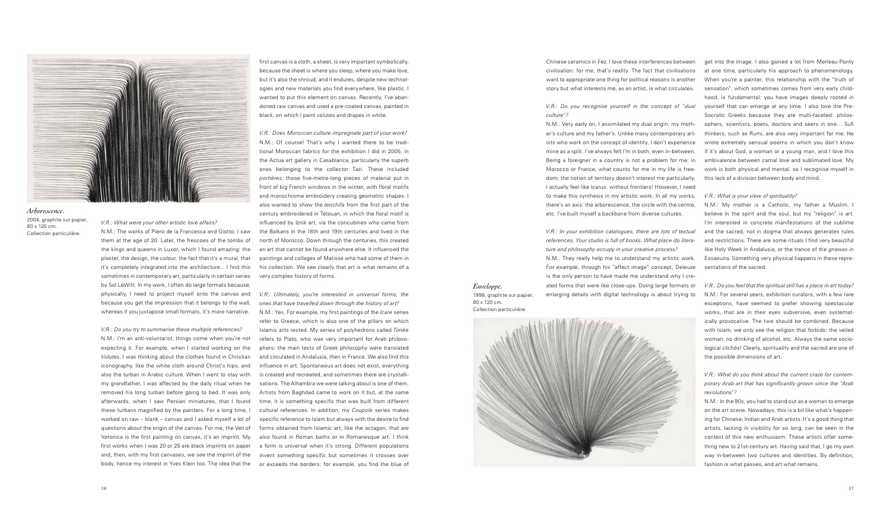*Arborescence.*
2004, graphite sur papier, 80 x 120 cm.
Collection particulière.

*V.R.: What were your other artistic love affairs?*

N.M.: The works of Piero de la Francesca and Giotto. I saw them at the age of 20. Later, the frescoes of the tombs of the kings and queens in Luxor, which I found amazing: the plaster, the design, the colour, the fact that it's a mural, that it's completely integrated into the architecture... I find this sometimes in contemporary art, particularly in certain series by Sol LeWitt. In my work, I often do large formats because, physically, I need to project myself onto the canvas and because you get the impression that it belongs to the wall, whereas if you juxtapose small formats, it's more narrative.

*V.R.: Do you try to summarise these multiple references?*

N.M.: I'm an anti-voluntarist, things come when you're not expecting it. For example, when I started working on the *Volutes*, I was thinking about the clothes found in Christian iconography, like the white cloth around Christ's hips, and also the turban in Arabic culture. When I went to stay with my grandfather, I was affected by the daily ritual when he removed his long turban before going to bed. It was only afterwards, when I saw Persian miniatures, that I found these turbans magnified by the painters. For a long time, I worked on raw – blank – canvas and I asked myself a lot of questions about the origin of the canvas. For me, the Veil of Veronica is the first painting on canvas, it's an imprint. My first works when I was 20 or 25 are black imprints on paper and, then, with my first canvases, we see the imprint of the body, hence my interest in Yves Klein too. The idea that the first canvas is a cloth, a sheet, is very important symbolically, because the sheet is where you sleep, where you make love, but it's also the shroud; and it endures, despite new technologies and new materials you find everywhere, like plastic. I wanted to put this element on canvas. Recently, I've abandoned raw canvas and used a pre-coated canvas, painted in black, on which I paint volutes and drapes in white.

*V.R.: Does Moroccan culture impregnate part of your work?*

N.M.: Of course! That's why I wanted there to be traditional Moroccan fabrics for the exhibition I did in 2005, in the Actua art gallery in Casablanca, particularly the superb ones belonging to the collector Tazi. These included *portières*, those five-metre-long pieces of material put in front of big French windows in the winter, with floral motifs and monochrome embroidery creating geometric shapes. I also wanted to show the *tenchifa* from the first part of the century embroidered in Tétouan, in which the floral motif is influenced by Iznik art, via the concubines who came from the Balkans in the 18th and 19th centuries and lived in the north of Morocco. Down through the centuries, this created an art that cannot be found anywhere else. It influenced the paintings and collages of Matisse who had some of them in his collection. We see clearly that art is what remains of a very complex history of forms.

*V.R.: Ultimately, you're interested in universal forms, the ones that have travelled down through the history of art?*

N.M.: Yes. For example, my first paintings of the *Icare* series refer to Greece, which is also one of the pillars on which Islamic arts rested. My series of polyhedrons called *Timée* refers to Plato, who was very important for Arab philosophers: the main texts of Greek philosophy were translated and circulated in Andalusia, then in France. We also find this influence in art. Spontaneous art does not exist, everything is created and recreated, and sometimes there are crystallisations. The Alhambra we were talking about is one of them. Artists from Baghdad came to work on it but, at the same time, it is something specific that was built from different cultural references. In addition, my *Coupole* series makes specific reference to Islam but always with the desire to find forms obtained from Islamic art, like the octagon, that are also found in Roman baths or in Romanesque art. I think a form is universal when it's strong. Different populations invent something specific but sometimes it crosses over or exceeds the borders: for example, you find the blue of Chinese ceramics in Fez. I love these interferences between civilisation: for me, that's reality. The fact that civilisations want to appropriate one thing for political reasons is another story but what interests me, as an artist, is what circulates.

*V.R.: Do you recognise yourself in the concept of "dual culture"?*

N.M.: Very early on, I assimilated my dual origin: my mother's culture and my father's. Unlike many contemporary artists who work on the concept of identity, I don't experience mine as a split. I've always felt I'm in both, even in-between. Being a foreigner in a country is not a problem for me: in Morocco or France, what counts for me in my life is freedom; the notion of territory doesn't interest me particularly. I actually feel like Icarus: without frontiers! However, I need to make this synthesis in my artistic work. In all my works, there's an axis: the arborescence, the circle with the centre, etc. I've built myself a backbone from diverse cultures.

*V.R.: In your exhibition catalogues, there are lots of textual references. Your studio is full of books. What place do literature and philosophy occupy in your creative process?*

N.M.: They really help me to understand my artistic work. For example, through his "affect image" concept, Deleuze is the only person to have made me understand why I created forms that were like close-ups. Doing large formats or enlarging details with digital technology is about trying to get into the image. I also gained a lot from Merleau-Ponty at one time, particularly his approach to phenomenology. When you're a painter, this relationship with the "truth of sensation", which sometimes comes from very early childhood, is fundamental: you have images deeply rooted in yourself that can emerge at any time. I also love the Pre-Socratic Greeks because they are multi-faceted: philosophers, scientists, poets, doctors and seers in one... Sufi thinkers, such as Rumi, are also very important for me. He wrote extremely sensual poems in which you don't know if it's about God, a woman or a young man, and I love this ambivalence between carnal love and sublimated love. My work is both physical and mental, so I recognise myself in this lack of a division between body and mind.

*Enveloppe.*
1998, graphite sur papier, 80 x 120 cm.
Collection particulière.

*V.R.: What is your view of spirituality?*

N.M.: My mother is a Catholic, my father a Muslim. I believe in the spirit and the soul, but my "religion" is art. I'm interested in concrete manifestations of the sublime and the sacred, not in dogma that always generates rules and restrictions. There are some rituals I find very beautiful like Holy Week in Andalusia, or the trance of the *gnawas* in Essaouira. Something very physical happens in these representations of the sacred.

*V.R.: Do you feel that the spiritual still has a place in art today?*

N.M.: For several years, exhibition curators, with a few rare exceptions, have seemed to prefer showing spectacular works, that are in their eyes subversive, even systematically provocative. The two should be combined. Because with Islam, we only see the religion that forbids: the veiled woman, no drinking of alcohol, etc. Always the same sociological clichés! Clearly, spirituality and the sacred are one of the possible dimensions of art.

*V.R.: What do you think about the current craze for contemporary Arab art that has significantly grown since the "Arab revolutions"?*

N.M.: In the 90s, you had to stand out as a woman to emerge on the art scene. Nowadays, this is a bit like what's happening for Chinese, Indian and Arab artists. It's a good thing that artists, lacking in visibility for so long, can be seen in the context of this new enthusiasm. These artists offer something new to 21st-century art. Having said that, I go my own way in-between two cultures and identities. By definition, fashion is what passes, and art what remains.